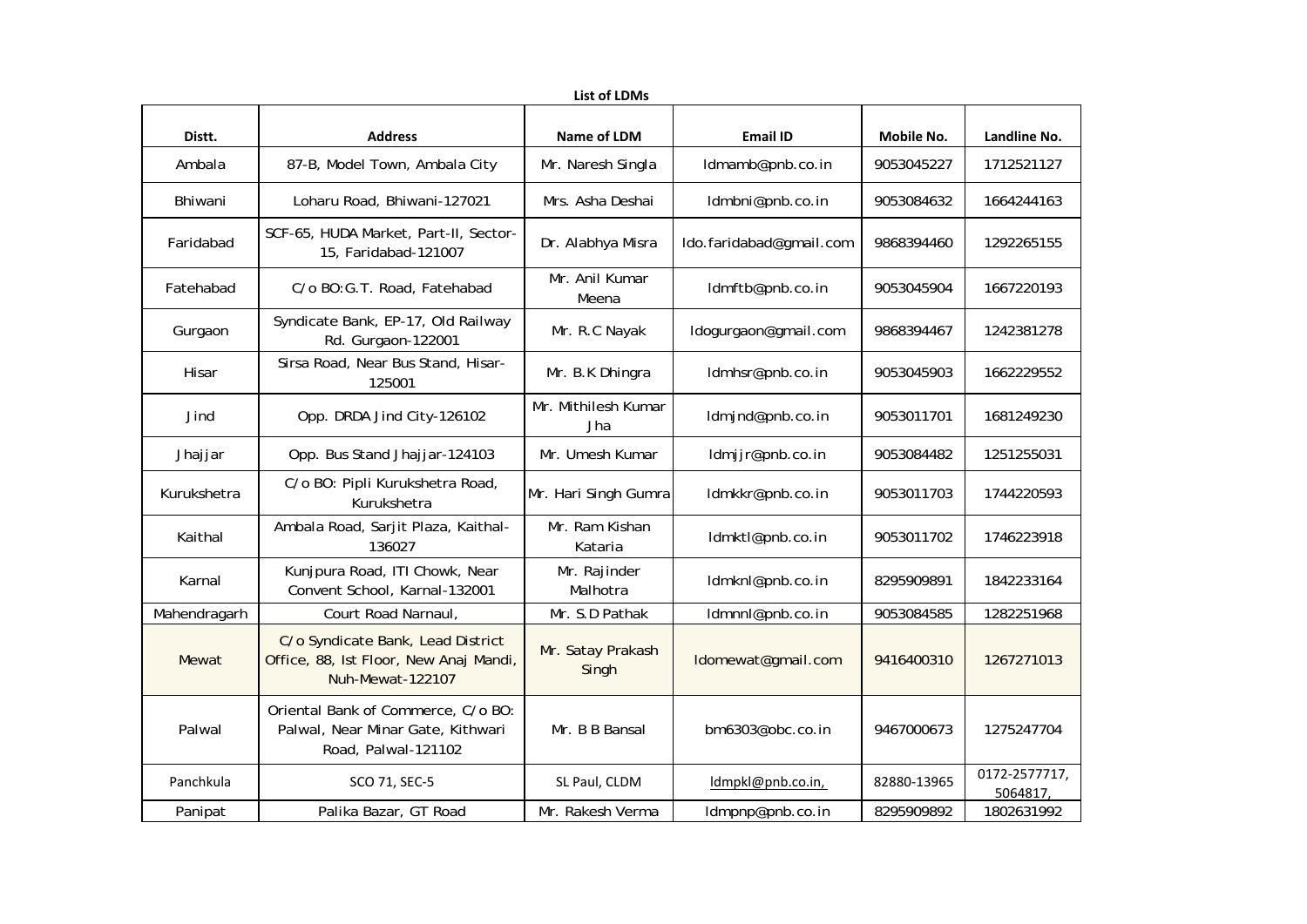**List of LDMs**

| Distt. | Address | Name of LDM | Email ID | Mobile No. | Landline No. |
|---|---|---|---|---|---|
| Ambala | 87-B, Model Town, Ambala City | Mr. Naresh Singla | ldmamb@pnb.co.in | 9053045227 | 1712521127 |
| Bhiwani | Loharu Road, Bhiwani-127021 | Mrs. Asha Deshai | ldmbni@pnb.co.in | 9053084632 | 1664244163 |
| Faridabad | SCF-65, HUDA Market, Part-II, Sector-15, Faridabad-121007 | Dr. Alabhya Misra | ldo.faridabad@gmail.com | 9868394460 | 1292265155 |
| Fatehabad | C/o BO:G.T. Road, Fatehabad | Mr. Anil Kumar Meena | ldmftb@pnb.co.in | 9053045904 | 1667220193 |
| Gurgaon | Syndicate Bank, EP-17, Old Railway Rd. Gurgaon-122001 | Mr. R.C Nayak | ldogurgaon@gmail.com | 9868394467 | 1242381278 |
| Hisar | Sirsa Road, Near Bus Stand, Hisar-125001 | Mr. B.K Dhingra | ldmhsr@pnb.co.in | 9053045903 | 1662229552 |
| Jind | Opp. DRDA Jind City-126102 | Mr. Mithilesh Kumar Jha | ldmjnd@pnb.co.in | 9053011701 | 1681249230 |
| Jhajjar | Opp. Bus Stand Jhajjar-124103 | Mr. Umesh Kumar | ldmjjr@pnb.co.in | 9053084482 | 1251255031 |
| Kurukshetra | C/o BO: Pipli Kurukshetra Road, Kurukshetra | Mr. Hari Singh Gumra | ldmkkr@pnb.co.in | 9053011703 | 1744220593 |
| Kaithal | Ambala Road, Sarjit Plaza, Kaithal-136027 | Mr. Ram Kishan Kataria | ldmktl@pnb.co.in | 9053011702 | 1746223918 |
| Karnal | Kunjpura Road, ITI Chowk, Near Convent School, Karnal-132001 | Mr. Rajinder Malhotra | ldmknl@pnb.co.in | 8295909891 | 1842233164 |
| Mahendragarh | Court Road Narnaul, | Mr. S.D Pathak | ldmnnl@pnb.co.in | 9053084585 | 1282251968 |
| Mewat | C/o Syndicate Bank, Lead District Office, 88, Ist Floor, New Anaj Mandi, Nuh-Mewat-122107 | Mr. Satay Prakash Singh | ldomewat@gmail.com | 9416400310 | 1267271013 |
| Palwal | Oriental Bank of Commerce, C/o BO: Palwal, Near Minar Gate, Kithwari Road, Palwal-121102 | Mr. B B Bansal | bm6303@obc.co.in | 9467000673 | 1275247704 |
| Panchkula | SCO 71, SEC-5 | SL Paul, CLDM | ldmpkl@pnb.co.in, | 82880-13965 | 0172-2577717, 5064817, |
| Panipat | Palika Bazar, GT Road | Mr. Rakesh Verma | ldmpnp@pnb.co.in | 8295909892 | 1802631992 |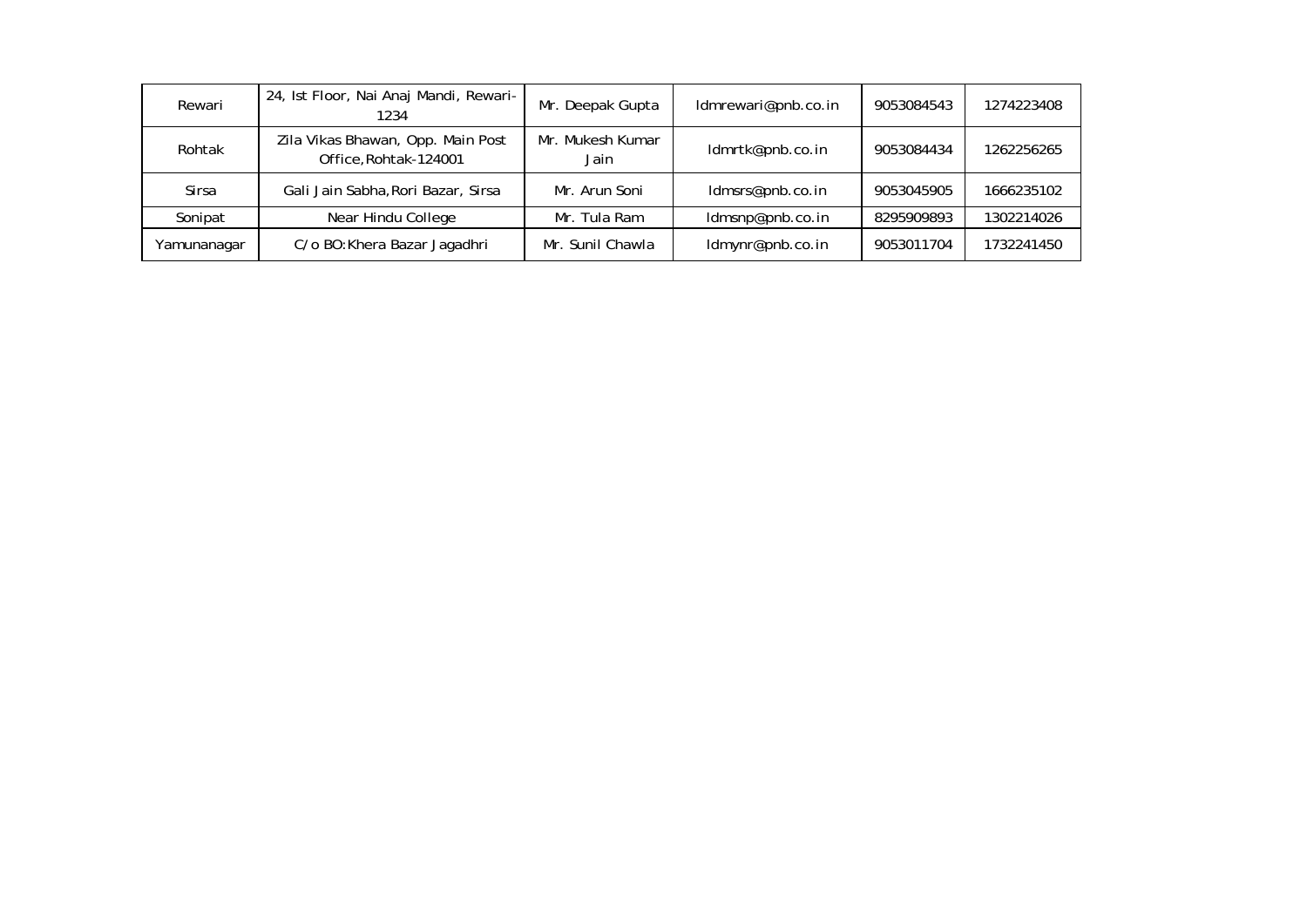| | | | | | |
|---|---|---|---|---|---|
| Rewari | 24, Ist Floor, Nai Anaj Mandi, Rewari-1234 | Mr. Deepak Gupta | ldmrewari@pnb.co.in | 9053084543 | 1274223408 |
| Rohtak | Zila Vikas Bhawan, Opp. Main Post Office,Rohtak-124001 | Mr. Mukesh Kumar Jain | ldmrtk@pnb.co.in | 9053084434 | 1262256265 |
| Sirsa | Gali Jain Sabha,Rori Bazar, Sirsa | Mr. Arun Soni | ldmsrs@pnb.co.in | 9053045905 | 1666235102 |
| Sonipat | Near Hindu College | Mr. Tula Ram | ldmsnp@pnb.co.in | 8295909893 | 1302214026 |
| Yamunanagar | C/o BO:Khera Bazar Jagadhri | Mr. Sunil Chawla | ldmynr@pnb.co.in | 9053011704 | 1732241450 |